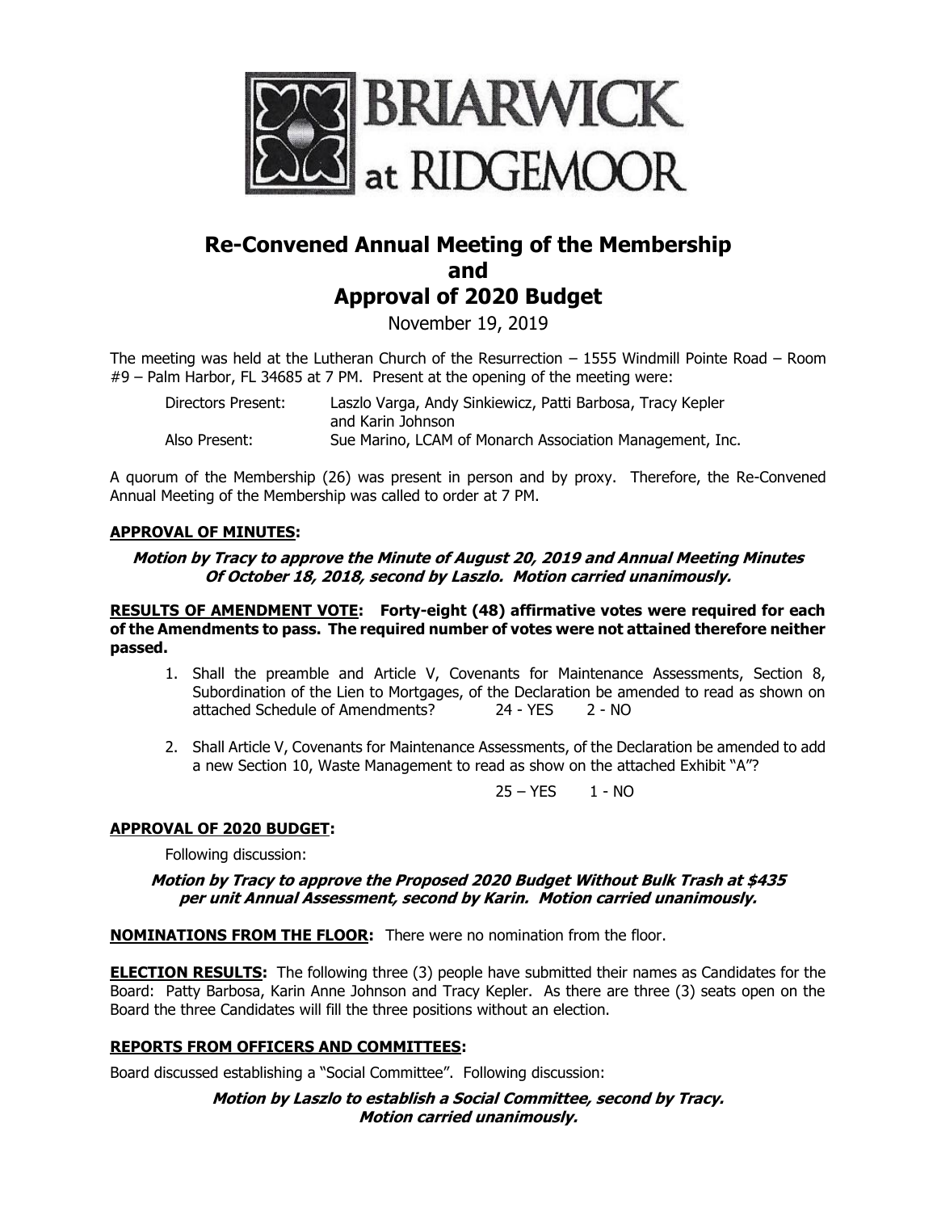# BRIARWICK at RIDGEMOOR

## Re-Convened Annual Meeting of the Membership and Approval of 2020 Budget

November 19, 2019

The meeting was held at the Lutheran Church of the Resurrection – 1555 Windmill Pointe Road – Room #9 – Palm Harbor, FL 34685 at 7 PM. Present at the opening of the meeting were:

| | |
|---|---|
| Directors Present: | Laszlo Varga, Andy Sinkiewicz, Patti Barbosa, Tracy Kepler and Karin Johnson |
| Also Present: | Sue Marino, LCAM of Monarch Association Management, Inc. |

A quorum of the Membership (26) was present in person and by proxy. Therefore, the Re-Convened Annual Meeting of the Membership was called to order at 7 PM.

**APPROVAL OF MINUTES:**

***Motion by Tracy to approve the Minute of August 20, 2019 and Annual Meeting Minutes Of October 18, 2018, second by Laszlo. Motion carried unanimously.***

**RESULTS OF AMENDMENT VOTE: Forty-eight (48) affirmative votes were required for each of the Amendments to pass. The required number of votes were not attained therefore neither passed.**

1. Shall the preamble and Article V, Covenants for Maintenance Assessments, Section 8, Subordination of the Lien to Mortgages, of the Declaration be amended to read as shown on attached Schedule of Amendments? 24 - YES 2 - NO
2. Shall Article V, Covenants for Maintenance Assessments, of the Declaration be amended to add a new Section 10, Waste Management to read as show on the attached Exhibit "A"?

   25 – YES 1 - NO

**APPROVAL OF 2020 BUDGET:**

Following discussion:

***Motion by Tracy to approve the Proposed 2020 Budget Without Bulk Trash at $435 per unit Annual Assessment, second by Karin. Motion carried unanimously.***

**NOMINATIONS FROM THE FLOOR:** There were no nomination from the floor.

**ELECTION RESULTS:** The following three (3) people have submitted their names as Candidates for the Board: Patty Barbosa, Karin Anne Johnson and Tracy Kepler. As there are three (3) seats open on the Board the three Candidates will fill the three positions without an election.

**REPORTS FROM OFFICERS AND COMMITTEES:**

Board discussed establishing a "Social Committee". Following discussion:

***Motion by Laszlo to establish a Social Committee, second by Tracy. Motion carried unanimously.***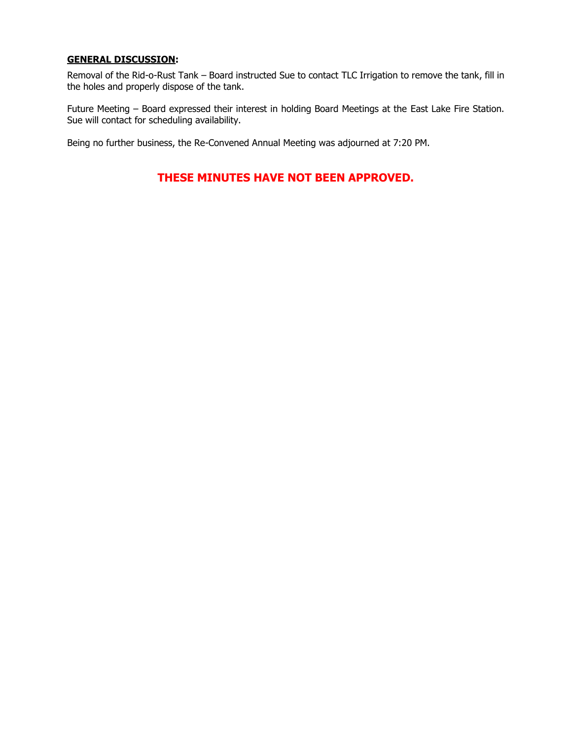**GENERAL DISCUSSION:**

Removal of the Rid-o-Rust Tank – Board instructed Sue to contact TLC Irrigation to remove the tank, fill in the holes and properly dispose of the tank.

Future Meeting – Board expressed their interest in holding Board Meetings at the East Lake Fire Station. Sue will contact for scheduling availability.

Being no further business, the Re-Convened Annual Meeting was adjourned at 7:20 PM.

**THESE MINUTES HAVE NOT BEEN APPROVED.**